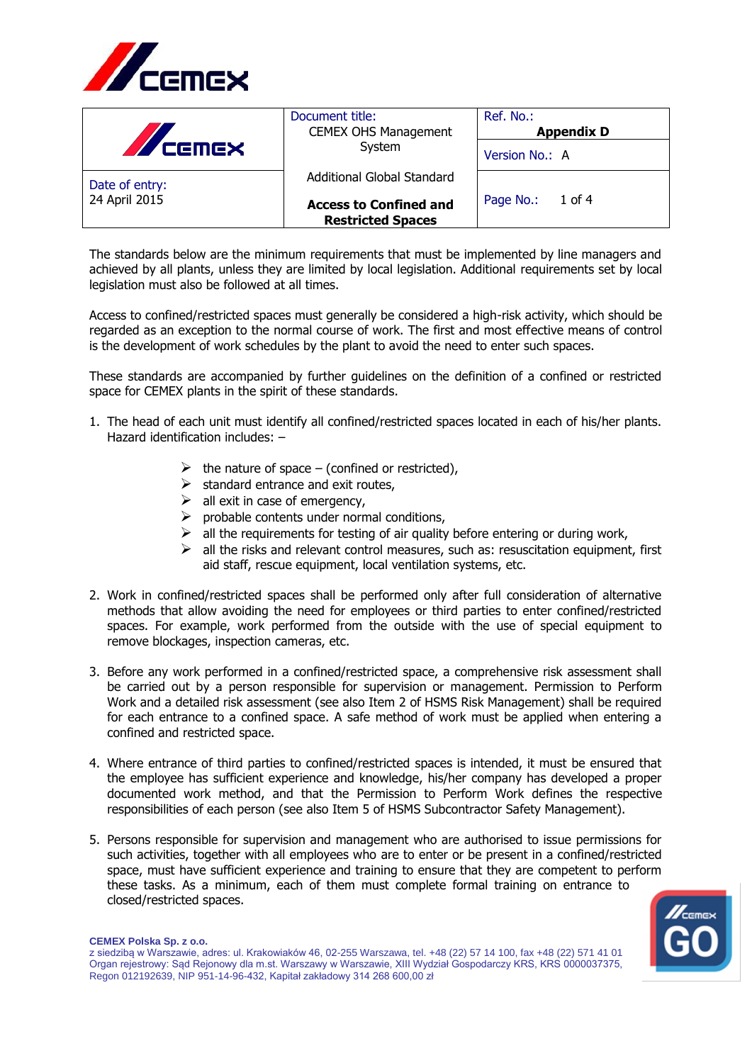| | Document title: CEMEX OHS Management System | Ref. No.: **Appendix D** |
|---|---|---|
| | | Version No.: A |
| Date of entry: 24 April 2015 | Additional Global Standard **Access to Confined and Restricted Spaces** | Page No.: 1 of 4 |

The standards below are the minimum requirements that must be implemented by line managers and achieved by all plants, unless they are limited by local legislation. Additional requirements set by local legislation must also be followed at all times.

Access to confined/restricted spaces must generally be considered a high-risk activity, which should be regarded as an exception to the normal course of work. The first and most effective means of control is the development of work schedules by the plant to avoid the need to enter such spaces.

These standards are accompanied by further guidelines on the definition of a confined or restricted space for CEMEX plants in the spirit of these standards.

1. The head of each unit must identify all confined/restricted spaces located in each of his/her plants. Hazard identification includes: –
   - the nature of space – (confined or restricted),
   - standard entrance and exit routes,
   - all exit in case of emergency,
   - probable contents under normal conditions,
   - all the requirements for testing of air quality before entering or during work,
   - all the risks and relevant control measures, such as: resuscitation equipment, first aid staff, rescue equipment, local ventilation systems, etc.

2. Work in confined/restricted spaces shall be performed only after full consideration of alternative methods that allow avoiding the need for employees or third parties to enter confined/restricted spaces. For example, work performed from the outside with the use of special equipment to remove blockages, inspection cameras, etc.

3. Before any work performed in a confined/restricted space, a comprehensive risk assessment shall be carried out by a person responsible for supervision or management. Permission to Perform Work and a detailed risk assessment (see also Item 2 of HSMS Risk Management) shall be required for each entrance to a confined space. A safe method of work must be applied when entering a confined and restricted space.

4. Where entrance of third parties to confined/restricted spaces is intended, it must be ensured that the employee has sufficient experience and knowledge, his/her company has developed a proper documented work method, and that the Permission to Perform Work defines the respective responsibilities of each person (see also Item 5 of HSMS Subcontractor Safety Management).

5. Persons responsible for supervision and management who are authorised to issue permissions for such activities, together with all employees who are to enter or be present in a confined/restricted space, must have sufficient experience and training to ensure that they are competent to perform these tasks. As a minimum, each of them must complete formal training on entrance to closed/restricted spaces.

**CEMEX Polska Sp. z o.o.**
z siedzibą w Warszawie, adres: ul. Krakowiaków 46, 02-255 Warszawa, tel. +48 (22) 57 14 100, fax +48 (22) 571 41 01
Organ rejestrowy: Sąd Rejonowy dla m.st. Warszawy w Warszawie, XIII Wydział Gospodarczy KRS, KRS 0000037375, Regon 012192639, NIP 951-14-96-432, Kapitał zakładowy 314 268 600,00 zł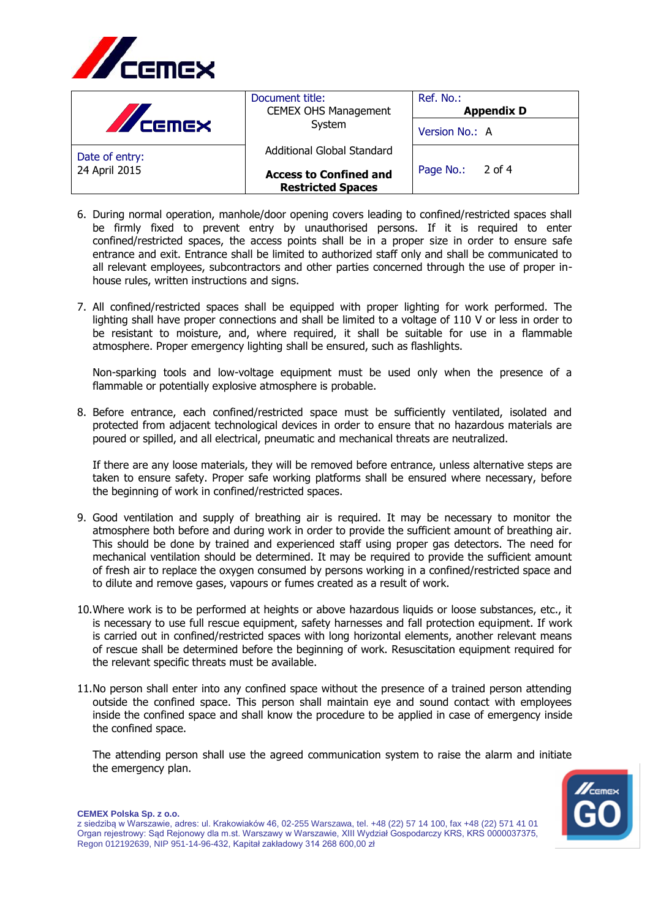6. During normal operation, manhole/door opening covers leading to confined/restricted spaces shall be firmly fixed to prevent entry by unauthorised persons. If it is required to enter confined/restricted spaces, the access points shall be in a proper size in order to ensure safe entrance and exit. Entrance shall be limited to authorized staff only and shall be communicated to all relevant employees, subcontractors and other parties concerned through the use of proper in-house rules, written instructions and signs.

7. All confined/restricted spaces shall be equipped with proper lighting for work performed. The lighting shall have proper connections and shall be limited to a voltage of 110 V or less in order to be resistant to moisture, and, where required, it shall be suitable for use in a flammable atmosphere. Proper emergency lighting shall be ensured, such as flashlights.

   Non-sparking tools and low-voltage equipment must be used only when the presence of a flammable or potentially explosive atmosphere is probable.

8. Before entrance, each confined/restricted space must be sufficiently ventilated, isolated and protected from adjacent technological devices in order to ensure that no hazardous materials are poured or spilled, and all electrical, pneumatic and mechanical threats are neutralized.

   If there are any loose materials, they will be removed before entrance, unless alternative steps are taken to ensure safety. Proper safe working platforms shall be ensured where necessary, before the beginning of work in confined/restricted spaces.

9. Good ventilation and supply of breathing air is required. It may be necessary to monitor the atmosphere both before and during work in order to provide the sufficient amount of breathing air. This should be done by trained and experienced staff using proper gas detectors. The need for mechanical ventilation should be determined. It may be required to provide the sufficient amount of fresh air to replace the oxygen consumed by persons working in a confined/restricted space and to dilute and remove gases, vapours or fumes created as a result of work.

10. Where work is to be performed at heights or above hazardous liquids or loose substances, etc., it is necessary to use full rescue equipment, safety harnesses and fall protection equipment. If work is carried out in confined/restricted spaces with long horizontal elements, another relevant means of rescue shall be determined before the beginning of work. Resuscitation equipment required for the relevant specific threats must be available.

11. No person shall enter into any confined space without the presence of a trained person attending outside the confined space. This person shall maintain eye and sound contact with employees inside the confined space and shall know the procedure to be applied in case of emergency inside the confined space.

    The attending person shall use the agreed communication system to raise the alarm and initiate the emergency plan.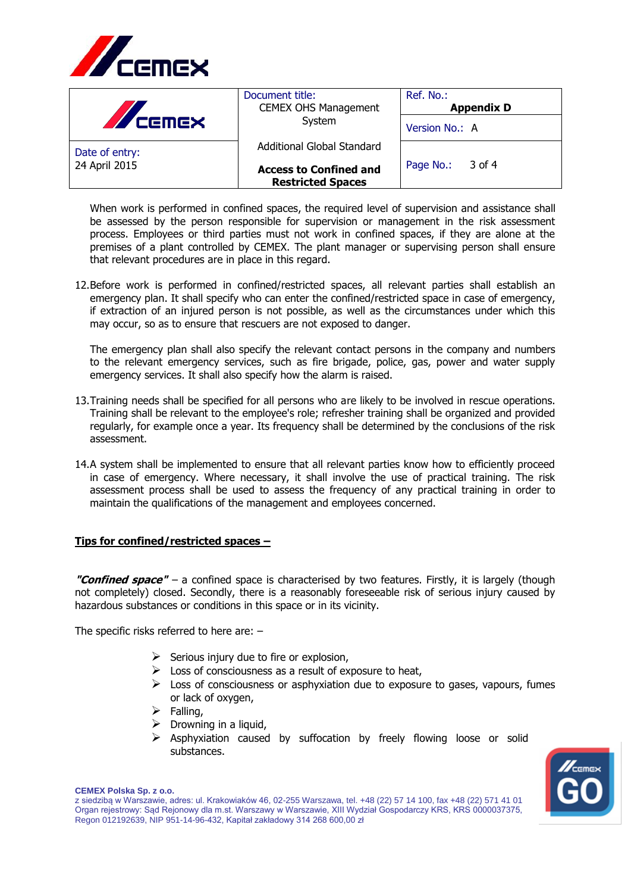When work is performed in confined spaces, the required level of supervision and assistance shall be assessed by the person responsible for supervision or management in the risk assessment process. Employees or third parties must not work in confined spaces, if they are alone at the premises of a plant controlled by CEMEX. The plant manager or supervising person shall ensure that relevant procedures are in place in this regard.

12. Before work is performed in confined/restricted spaces, all relevant parties shall establish an emergency plan. It shall specify who can enter the confined/restricted space in case of emergency, if extraction of an injured person is not possible, as well as the circumstances under which this may occur, so as to ensure that rescuers are not exposed to danger.

    The emergency plan shall also specify the relevant contact persons in the company and numbers to the relevant emergency services, such as fire brigade, police, gas, power and water supply emergency services. It shall also specify how the alarm is raised.

13. Training needs shall be specified for all persons who are likely to be involved in rescue operations. Training shall be relevant to the employee's role; refresher training shall be organized and provided regularly, for example once a year. Its frequency shall be determined by the conclusions of the risk assessment.

14. A system shall be implemented to ensure that all relevant parties know how to efficiently proceed in case of emergency. Where necessary, it shall involve the use of practical training. The risk assessment process shall be used to assess the frequency of any practical training in order to maintain the qualifications of the management and employees concerned.

**Tips for confined/restricted spaces –**

***"Confined space"*** – a confined space is characterised by two features. Firstly, it is largely (though not completely) closed. Secondly, there is a reasonably foreseeable risk of serious injury caused by hazardous substances or conditions in this space or in its vicinity.

The specific risks referred to here are: –

- Serious injury due to fire or explosion,
- Loss of consciousness as a result of exposure to heat,
- Loss of consciousness or asphyxiation due to exposure to gases, vapours, fumes or lack of oxygen,
- Falling,
- Drowning in a liquid,
- Asphyxiation caused by suffocation by freely flowing loose or solid substances.

**CEMEX Polska Sp. z o.o.**
z siedzibą w Warszawie, adres: ul. Krakowiaków 46, 02-255 Warszawa, tel. +48 (22) 57 14 100, fax +48 (22) 571 41 01
Organ rejestrowy: Sąd Rejonowy dla m.st. Warszawy w Warszawie, XIII Wydział Gospodarczy KRS, KRS 0000037375,
Regon 012192639, NIP 951-14-96-432, Kapitał zakładowy 314 268 600,00 zł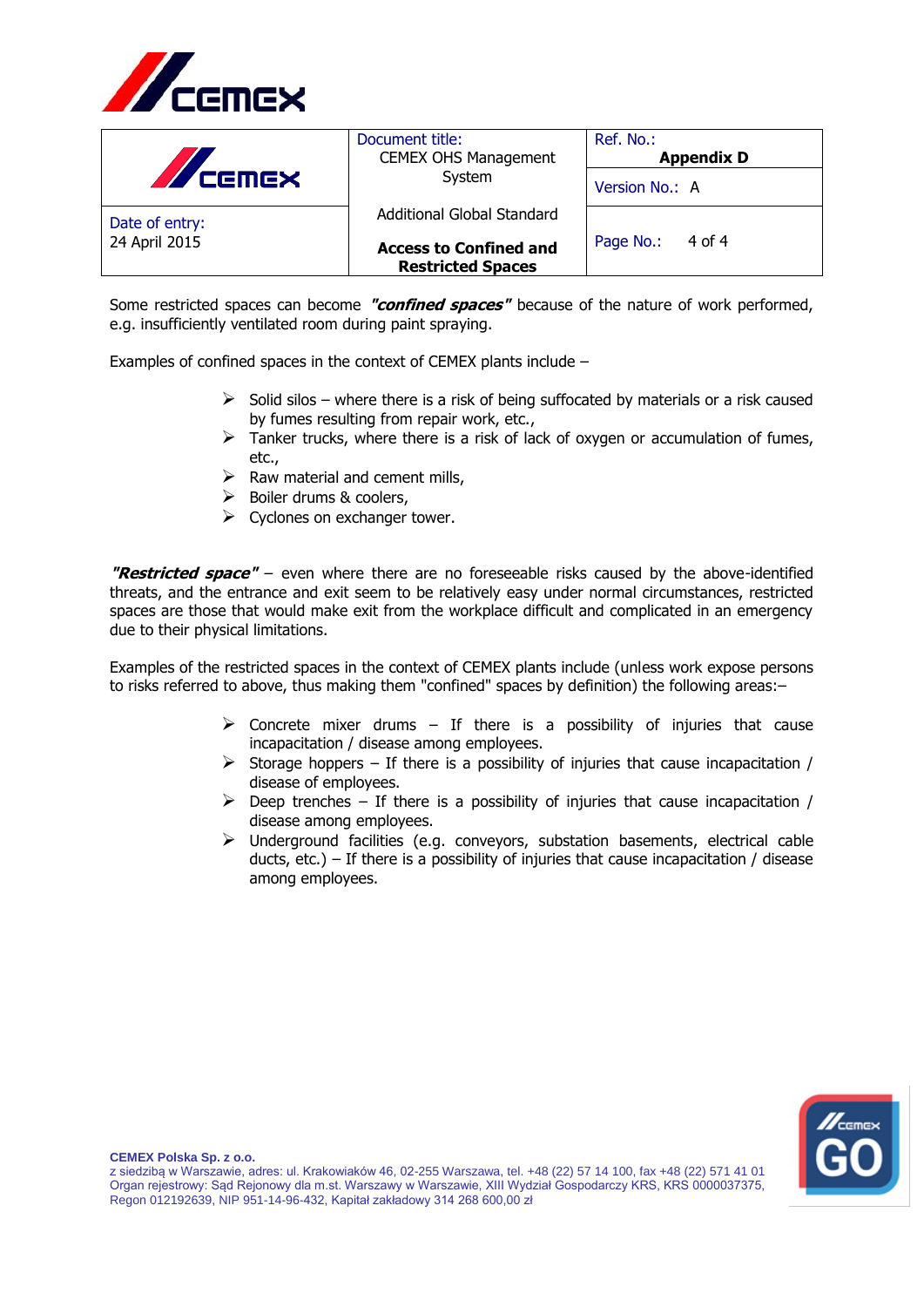Some restricted spaces can become ***"confined spaces"*** because of the nature of work performed, e.g. insufficiently ventilated room during paint spraying.

Examples of confined spaces in the context of CEMEX plants include –

- Solid silos – where there is a risk of being suffocated by materials or a risk caused by fumes resulting from repair work, etc.,
- Tanker trucks, where there is a risk of lack of oxygen or accumulation of fumes, etc.,
- Raw material and cement mills,
- Boiler drums & coolers,
- Cyclones on exchanger tower.

***"Restricted space"*** – even where there are no foreseeable risks caused by the above-identified threats, and the entrance and exit seem to be relatively easy under normal circumstances, restricted spaces are those that would make exit from the workplace difficult and complicated in an emergency due to their physical limitations.

Examples of the restricted spaces in the context of CEMEX plants include (unless work expose persons to risks referred to above, thus making them "confined" spaces by definition) the following areas:–

- Concrete mixer drums – If there is a possibility of injuries that cause incapacitation / disease among employees.
- Storage hoppers – If there is a possibility of injuries that cause incapacitation / disease of employees.
- Deep trenches – If there is a possibility of injuries that cause incapacitation / disease among employees.
- Underground facilities (e.g. conveyors, substation basements, electrical cable ducts, etc.) – If there is a possibility of injuries that cause incapacitation / disease among employees.